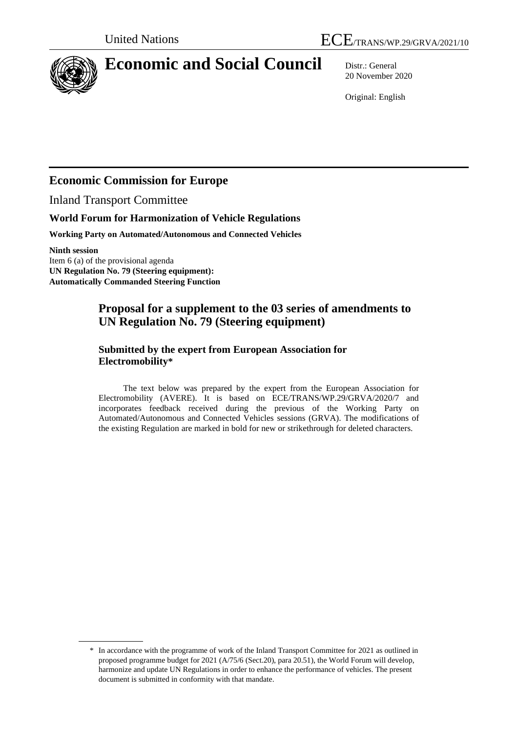United Nations ECE/TRANS/WP.29/GRVA/2021/10

# Economic and Social Council

Distr.: General
20 November 2020

Original: English

## Economic Commission for Europe

Inland Transport Committee

### World Forum for Harmonization of Vehicle Regulations

**Working Party on Automated/Autonomous and Connected Vehicles**

**Ninth session**
Item 6 (a) of the provisional agenda
**UN Regulation No. 79 (Steering equipment):**
**Automatically Commanded Steering Function**

## Proposal for a supplement to the 03 series of amendments to UN Regulation No. 79 (Steering equipment)

### Submitted by the expert from European Association for Electromobility*

The text below was prepared by the expert from the European Association for Electromobility (AVERE). It is based on ECE/TRANS/WP.29/GRVA/2020/7 and incorporates feedback received during the previous of the Working Party on Automated/Autonomous and Connected Vehicles sessions (GRVA). The modifications of the existing Regulation are marked in bold for new or strikethrough for deleted characters.

---

* In accordance with the programme of work of the Inland Transport Committee for 2021 as outlined in proposed programme budget for 2021 (A/75/6 (Sect.20), para 20.51), the World Forum will develop, harmonize and update UN Regulations in order to enhance the performance of vehicles. The present document is submitted in conformity with that mandate.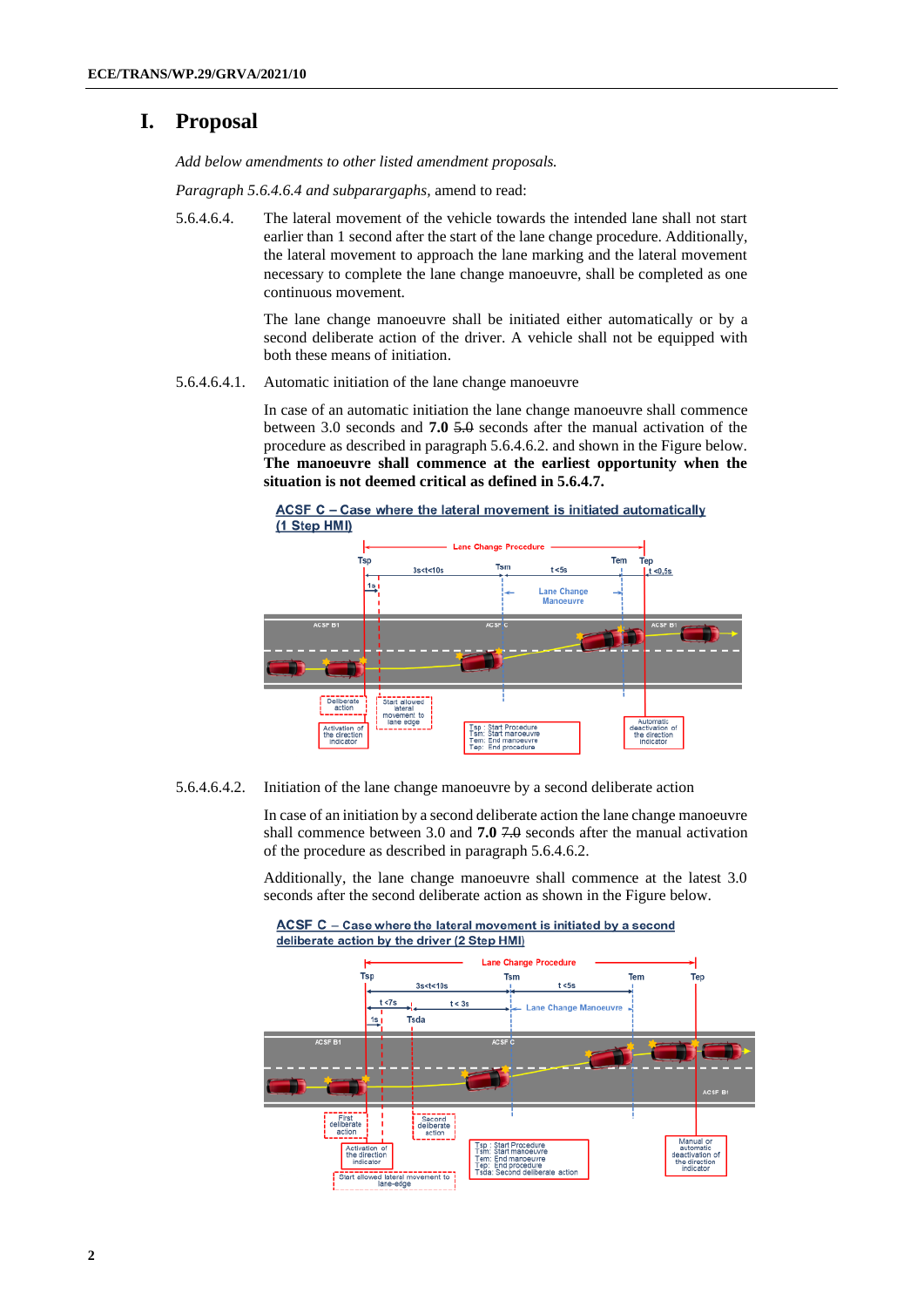# I. Proposal

*Add below amendments to other listed amendment proposals.*

*Paragraph 5.6.4.6.4 and subparargaphs,* amend to read:

5.6.4.6.4. The lateral movement of the vehicle towards the intended lane shall not start earlier than 1 second after the start of the lane change procedure. Additionally, the lateral movement to approach the lane marking and the lateral movement necessary to complete the lane change manoeuvre, shall be completed as one continuous movement.

The lane change manoeuvre shall be initiated either automatically or by a second deliberate action of the driver. A vehicle shall not be equipped with both these means of initiation.

5.6.4.6.4.1. Automatic initiation of the lane change manoeuvre

In case of an automatic initiation the lane change manoeuvre shall commence between 3.0 seconds and **7.0** ~~5.0~~ seconds after the manual activation of the procedure as described in paragraph 5.6.4.6.2. and shown in the Figure below. **The manoeuvre shall commence at the earliest opportunity when the situation is not deemed critical as defined in 5.6.4.7.**

ACSF C – Case where the lateral movement is initiated automatically (1 Step HMI)

5.6.4.6.4.2. Initiation of the lane change manoeuvre by a second deliberate action

In case of an initiation by a second deliberate action the lane change manoeuvre shall commence between 3.0 and **7.0** ~~7.0~~ seconds after the manual activation of the procedure as described in paragraph 5.6.4.6.2.

Additionally, the lane change manoeuvre shall commence at the latest 3.0 seconds after the second deliberate action as shown in the Figure below.

ACSF C – Case where the lateral movement is initiated by a second deliberate action by the driver (2 Step HMI)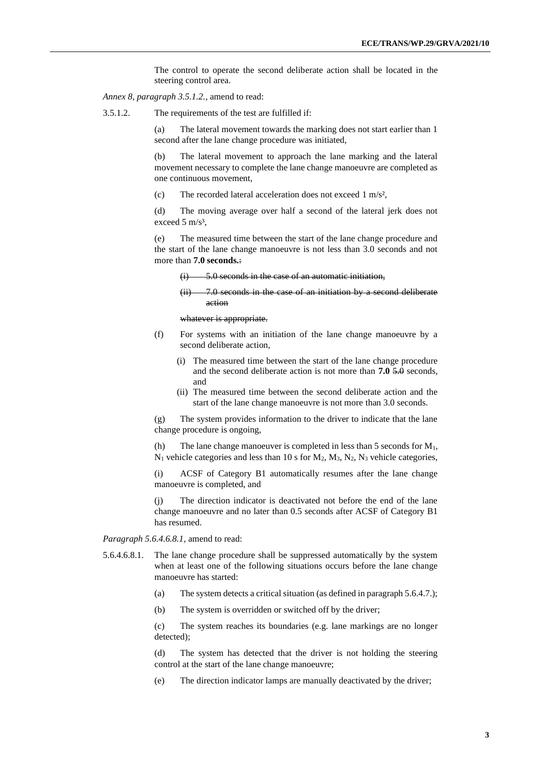The control to operate the second deliberate action shall be located in the steering control area.

*Annex 8, paragraph 3.5.1.2.*, amend to read:

3.5.1.2. The requirements of the test are fulfilled if:

(a) The lateral movement towards the marking does not start earlier than 1 second after the lane change procedure was initiated,

(b) The lateral movement to approach the lane marking and the lateral movement necessary to complete the lane change manoeuvre are completed as one continuous movement,

(c) The recorded lateral acceleration does not exceed 1 m/s²,

(d) The moving average over half a second of the lateral jerk does not exceed 5 m/s³,

(e) The measured time between the start of the lane change procedure and the start of the lane change manoeuvre is not less than 3.0 seconds and not more than **7.0 seconds.**~~:~~

~~(i) 5.0 seconds in the case of an automatic initiation,~~

~~(ii) 7.0 seconds in the case of an initiation by a second deliberate action~~

~~whatever is appropriate.~~

(f) For systems with an initiation of the lane change manoeuvre by a second deliberate action,

(i) The measured time between the start of the lane change procedure and the second deliberate action is not more than **7.0** ~~5.0~~ seconds, and

(ii) The measured time between the second deliberate action and the start of the lane change manoeuvre is not more than 3.0 seconds.

(g) The system provides information to the driver to indicate that the lane change procedure is ongoing,

(h) The lane change manoeuver is completed in less than 5 seconds for $M_1$, $N_1$ vehicle categories and less than 10 s for $M_2$, $M_3$, $N_2$, $N_3$ vehicle categories,

(i) ACSF of Category B1 automatically resumes after the lane change manoeuvre is completed, and

(j) The direction indicator is deactivated not before the end of the lane change manoeuvre and no later than 0.5 seconds after ACSF of Category B1 has resumed.

*Paragraph 5.6.4.6.8.1*, amend to read:

5.6.4.6.8.1. The lane change procedure shall be suppressed automatically by the system when at least one of the following situations occurs before the lane change manoeuvre has started:

(a) The system detects a critical situation (as defined in paragraph 5.6.4.7.);

(b) The system is overridden or switched off by the driver;

(c) The system reaches its boundaries (e.g. lane markings are no longer detected);

(d) The system has detected that the driver is not holding the steering control at the start of the lane change manoeuvre;

(e) The direction indicator lamps are manually deactivated by the driver;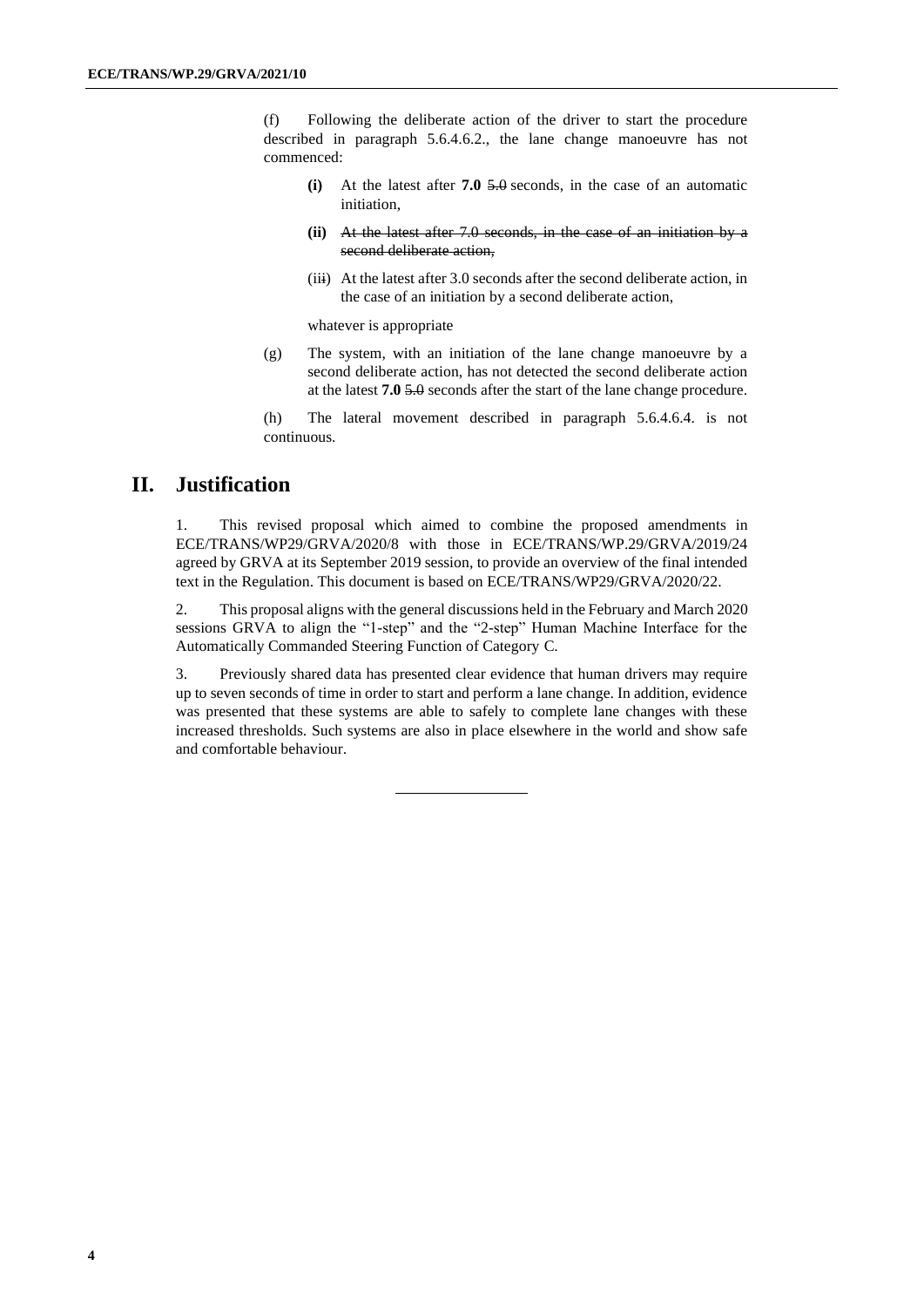(f) Following the deliberate action of the driver to start the procedure described in paragraph 5.6.4.6.2., the lane change manoeuvre has not commenced:

- **(i)** At the latest after **7.0** ~~5.0~~ seconds, in the case of an automatic initiation,
- **(ii)** ~~At the latest after 7.0 seconds, in the case of an initiation by a second deliberate action,~~
- (ii~~i~~) At the latest after 3.0 seconds after the second deliberate action, in the case of an initiation by a second deliberate action,

whatever is appropriate

(g) The system, with an initiation of the lane change manoeuvre by a second deliberate action, has not detected the second deliberate action at the latest **7.0** ~~5.0~~ seconds after the start of the lane change procedure.

(h) The lateral movement described in paragraph 5.6.4.6.4. is not continuous.

# II. Justification

1. This revised proposal which aimed to combine the proposed amendments in ECE/TRANS/WP29/GRVA/2020/8 with those in ECE/TRANS/WP.29/GRVA/2019/24 agreed by GRVA at its September 2019 session, to provide an overview of the final intended text in the Regulation. This document is based on ECE/TRANS/WP29/GRVA/2020/22.

2. This proposal aligns with the general discussions held in the February and March 2020 sessions GRVA to align the "1-step" and the "2-step" Human Machine Interface for the Automatically Commanded Steering Function of Category C.

3. Previously shared data has presented clear evidence that human drivers may require up to seven seconds of time in order to start and perform a lane change. In addition, evidence was presented that these systems are able to safely to complete lane changes with these increased thresholds. Such systems are also in place elsewhere in the world and show safe and comfortable behaviour.